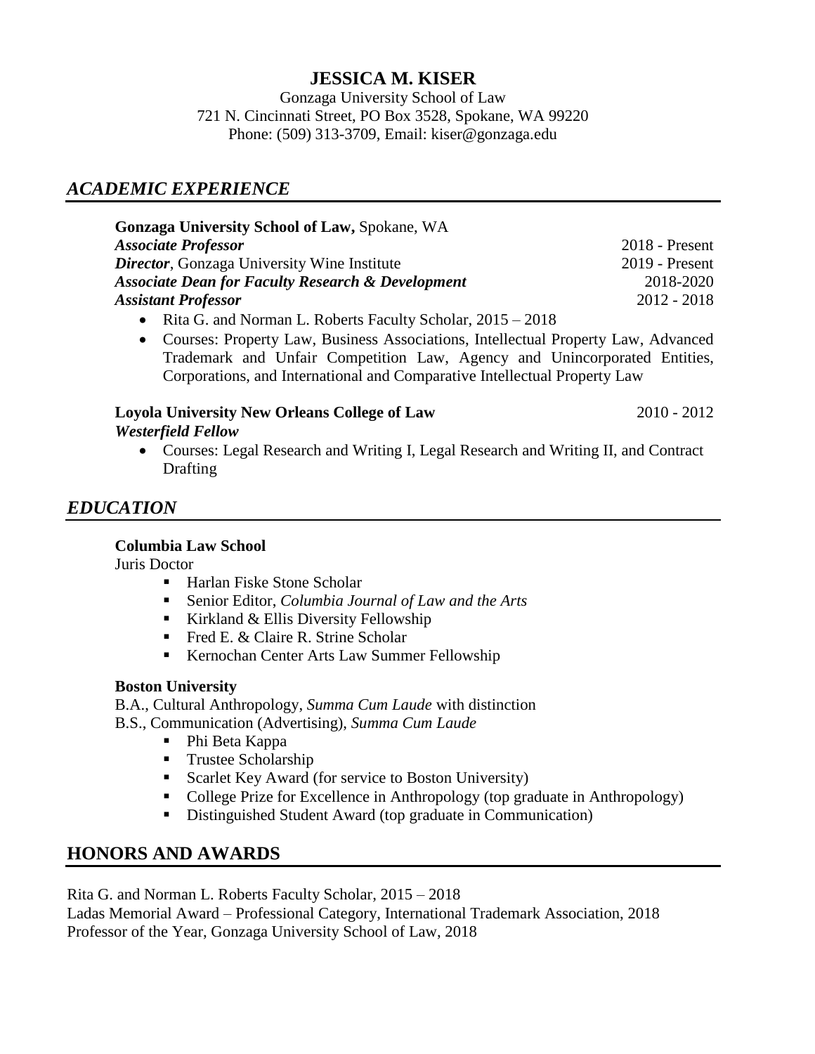# JESSICA M. KISER

Gonzaga University School of Law
721 N. Cincinnati Street, PO Box 3528, Spokane, WA 99220
Phone: (509) 313-3709, Email: kiser@gonzaga.edu

## *ACADEMIC EXPERIENCE*

**Gonzaga University School of Law,** Spokane, WA

***Associate Professor*** 2018 - Present
***Director***, Gonzaga University Wine Institute 2019 - Present
***Associate Dean for Faculty Research & Development*** 2018-2020
***Assistant Professor*** 2012 - 2018

- Rita G. and Norman L. Roberts Faculty Scholar, 2015 – 2018
- Courses: Property Law, Business Associations, Intellectual Property Law, Advanced Trademark and Unfair Competition Law, Agency and Unincorporated Entities, Corporations, and International and Comparative Intellectual Property Law

**Loyola University New Orleans College of Law** 2010 - 2012
***Westerfield Fellow***

- Courses: Legal Research and Writing I, Legal Research and Writing II, and Contract Drafting

## *EDUCATION*

**Columbia Law School**
Juris Doctor

- Harlan Fiske Stone Scholar
- Senior Editor, *Columbia Journal of Law and the Arts*
- Kirkland & Ellis Diversity Fellowship
- Fred E. & Claire R. Strine Scholar
- Kernochan Center Arts Law Summer Fellowship

**Boston University**
B.A., Cultural Anthropology, *Summa Cum Laude* with distinction
B.S., Communication (Advertising), *Summa Cum Laude*

- Phi Beta Kappa
- Trustee Scholarship
- Scarlet Key Award (for service to Boston University)
- College Prize for Excellence in Anthropology (top graduate in Anthropology)
- Distinguished Student Award (top graduate in Communication)

## HONORS AND AWARDS

Rita G. and Norman L. Roberts Faculty Scholar, 2015 – 2018
Ladas Memorial Award – Professional Category, International Trademark Association, 2018
Professor of the Year, Gonzaga University School of Law, 2018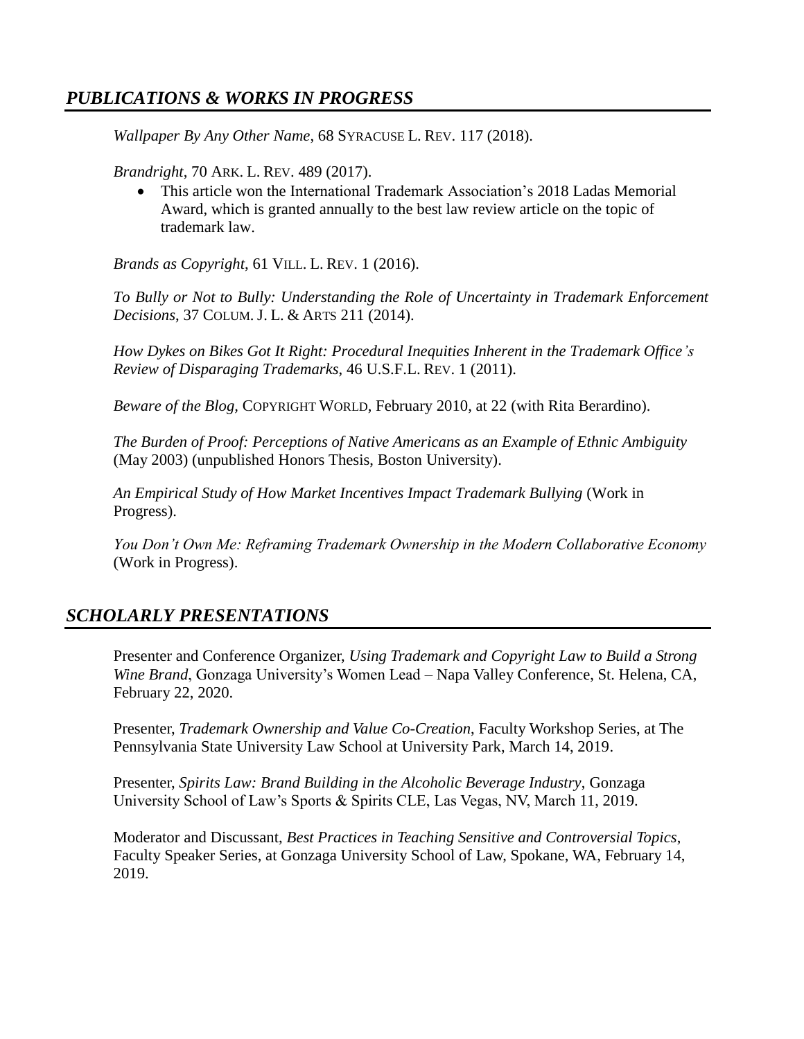## *PUBLICATIONS & WORKS IN PROGRESS*

*Wallpaper By Any Other Name*, 68 SYRACUSE L. REV. 117 (2018).

*Brandright*, 70 ARK. L. REV. 489 (2017).

- This article won the International Trademark Association's 2018 Ladas Memorial Award, which is granted annually to the best law review article on the topic of trademark law.

*Brands as Copyright*, 61 VILL. L. REV. 1 (2016).

*To Bully or Not to Bully: Understanding the Role of Uncertainty in Trademark Enforcement Decisions*, 37 COLUM. J. L. & ARTS 211 (2014).

*How Dykes on Bikes Got It Right: Procedural Inequities Inherent in the Trademark Office's Review of Disparaging Trademarks*, 46 U.S.F.L. REV. 1 (2011).

*Beware of the Blog,* COPYRIGHT WORLD, February 2010, at 22 (with Rita Berardino).

*The Burden of Proof: Perceptions of Native Americans as an Example of Ethnic Ambiguity* (May 2003) (unpublished Honors Thesis, Boston University).

*An Empirical Study of How Market Incentives Impact Trademark Bullying* (Work in Progress).

*You Don't Own Me: Reframing Trademark Ownership in the Modern Collaborative Economy* (Work in Progress).

## *SCHOLARLY PRESENTATIONS*

Presenter and Conference Organizer, *Using Trademark and Copyright Law to Build a Strong Wine Brand*, Gonzaga University's Women Lead – Napa Valley Conference, St. Helena, CA, February 22, 2020.

Presenter, *Trademark Ownership and Value Co-Creation*, Faculty Workshop Series, at The Pennsylvania State University Law School at University Park, March 14, 2019.

Presenter, *Spirits Law: Brand Building in the Alcoholic Beverage Industry*, Gonzaga University School of Law's Sports & Spirits CLE, Las Vegas, NV, March 11, 2019.

Moderator and Discussant, *Best Practices in Teaching Sensitive and Controversial Topics*, Faculty Speaker Series, at Gonzaga University School of Law, Spokane, WA, February 14, 2019.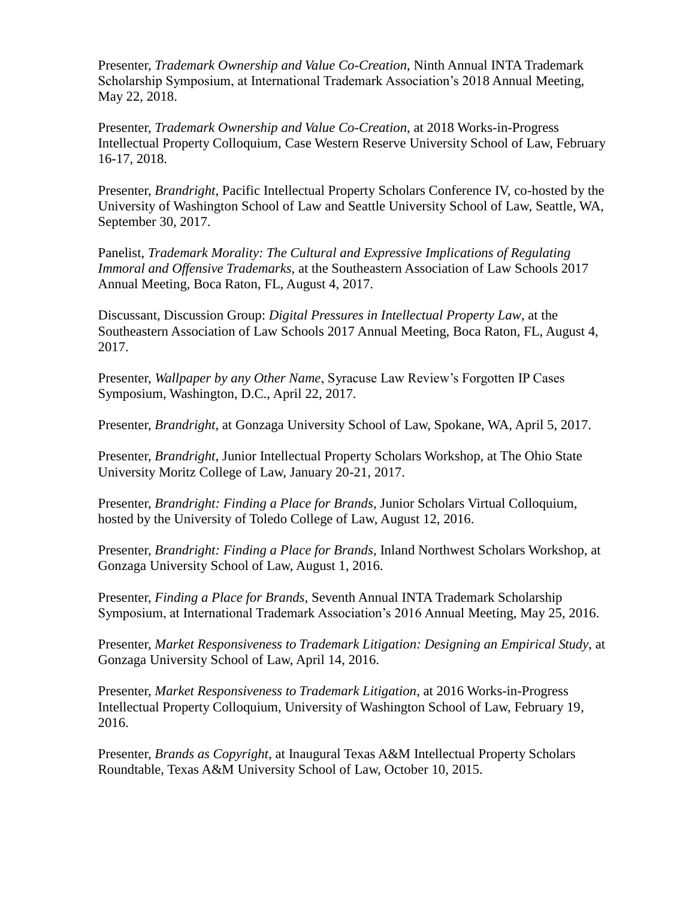Presenter, *Trademark Ownership and Value Co-Creation*, Ninth Annual INTA Trademark Scholarship Symposium, at International Trademark Association's 2018 Annual Meeting, May 22, 2018.

Presenter, *Trademark Ownership and Value Co-Creation*, at 2018 Works-in-Progress Intellectual Property Colloquium, Case Western Reserve University School of Law, February 16-17, 2018.

Presenter, *Brandright*, Pacific Intellectual Property Scholars Conference IV, co-hosted by the University of Washington School of Law and Seattle University School of Law, Seattle, WA, September 30, 2017.

Panelist, *Trademark Morality: The Cultural and Expressive Implications of Regulating Immoral and Offensive Trademarks*, at the Southeastern Association of Law Schools 2017 Annual Meeting, Boca Raton, FL, August 4, 2017.

Discussant, Discussion Group: *Digital Pressures in Intellectual Property Law*, at the Southeastern Association of Law Schools 2017 Annual Meeting, Boca Raton, FL, August 4, 2017.

Presenter, *Wallpaper by any Other Name*, Syracuse Law Review's Forgotten IP Cases Symposium, Washington, D.C., April 22, 2017.

Presenter, *Brandright*, at Gonzaga University School of Law, Spokane, WA, April 5, 2017.

Presenter, *Brandright*, Junior Intellectual Property Scholars Workshop, at The Ohio State University Moritz College of Law, January 20-21, 2017.

Presenter, *Brandright: Finding a Place for Brands*, Junior Scholars Virtual Colloquium, hosted by the University of Toledo College of Law, August 12, 2016.

Presenter, *Brandright: Finding a Place for Brands*, Inland Northwest Scholars Workshop, at Gonzaga University School of Law, August 1, 2016.

Presenter, *Finding a Place for Brands*, Seventh Annual INTA Trademark Scholarship Symposium, at International Trademark Association's 2016 Annual Meeting, May 25, 2016.

Presenter, *Market Responsiveness to Trademark Litigation: Designing an Empirical Study*, at Gonzaga University School of Law, April 14, 2016.

Presenter, *Market Responsiveness to Trademark Litigation*, at 2016 Works-in-Progress Intellectual Property Colloquium, University of Washington School of Law, February 19, 2016.

Presenter, *Brands as Copyright*, at Inaugural Texas A&M Intellectual Property Scholars Roundtable, Texas A&M University School of Law, October 10, 2015.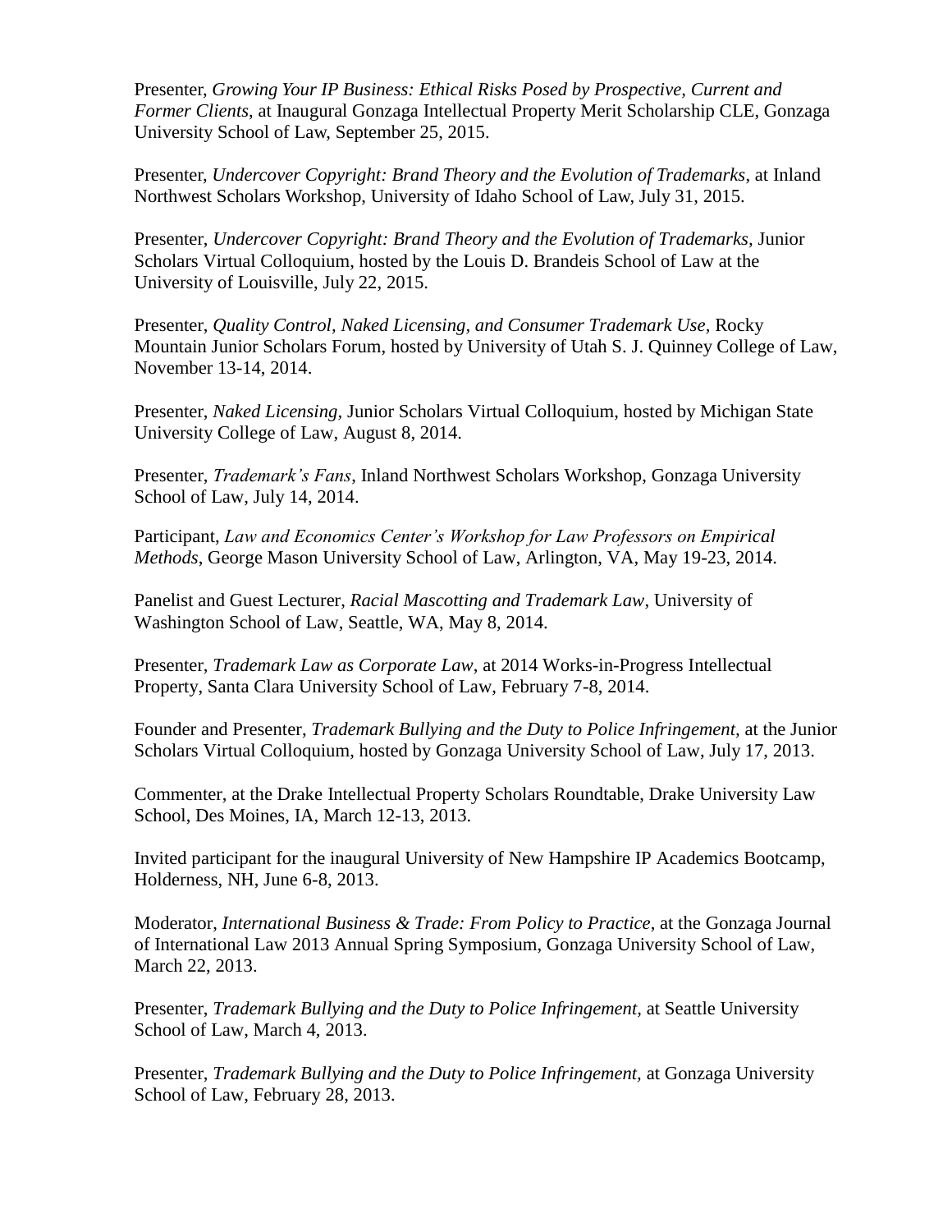Presenter, *Growing Your IP Business: Ethical Risks Posed by Prospective, Current and Former Clients*, at Inaugural Gonzaga Intellectual Property Merit Scholarship CLE, Gonzaga University School of Law, September 25, 2015.

Presenter, *Undercover Copyright: Brand Theory and the Evolution of Trademarks*, at Inland Northwest Scholars Workshop, University of Idaho School of Law, July 31, 2015.

Presenter, *Undercover Copyright: Brand Theory and the Evolution of Trademarks*, Junior Scholars Virtual Colloquium, hosted by the Louis D. Brandeis School of Law at the University of Louisville, July 22, 2015.

Presenter, *Quality Control, Naked Licensing, and Consumer Trademark Use*, Rocky Mountain Junior Scholars Forum, hosted by University of Utah S. J. Quinney College of Law, November 13-14, 2014.

Presenter, *Naked Licensing*, Junior Scholars Virtual Colloquium, hosted by Michigan State University College of Law, August 8, 2014.

Presenter, *Trademark's Fans*, Inland Northwest Scholars Workshop, Gonzaga University School of Law, July 14, 2014.

Participant, *Law and Economics Center's Workshop for Law Professors on Empirical Methods*, George Mason University School of Law, Arlington, VA, May 19-23, 2014.

Panelist and Guest Lecturer, *Racial Mascotting and Trademark Law*, University of Washington School of Law, Seattle, WA, May 8, 2014.

Presenter, *Trademark Law as Corporate Law*, at 2014 Works-in-Progress Intellectual Property, Santa Clara University School of Law, February 7-8, 2014.

Founder and Presenter, *Trademark Bullying and the Duty to Police Infringement*, at the Junior Scholars Virtual Colloquium, hosted by Gonzaga University School of Law, July 17, 2013.

Commenter, at the Drake Intellectual Property Scholars Roundtable, Drake University Law School, Des Moines, IA, March 12-13, 2013.

Invited participant for the inaugural University of New Hampshire IP Academics Bootcamp, Holderness, NH, June 6-8, 2013.

Moderator, *International Business & Trade: From Policy to Practice*, at the Gonzaga Journal of International Law 2013 Annual Spring Symposium, Gonzaga University School of Law, March 22, 2013.

Presenter, *Trademark Bullying and the Duty to Police Infringement*, at Seattle University School of Law, March 4, 2013.

Presenter, *Trademark Bullying and the Duty to Police Infringement*, at Gonzaga University School of Law, February 28, 2013.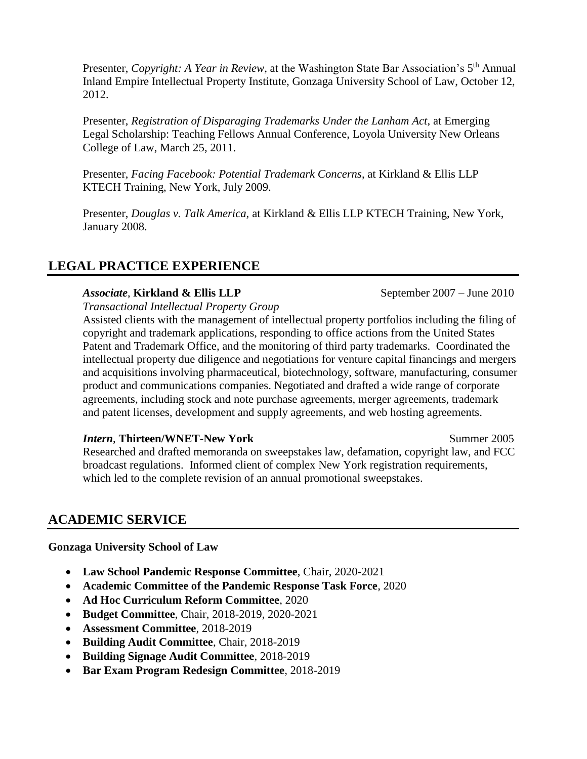Presenter, *Copyright: A Year in Review*, at the Washington State Bar Association's 5th Annual Inland Empire Intellectual Property Institute, Gonzaga University School of Law, October 12, 2012.

Presenter, *Registration of Disparaging Trademarks Under the Lanham Act*, at Emerging Legal Scholarship: Teaching Fellows Annual Conference, Loyola University New Orleans College of Law, March 25, 2011.

Presenter, *Facing Facebook: Potential Trademark Concerns*, at Kirkland & Ellis LLP KTECH Training, New York, July 2009.

Presenter, *Douglas v. Talk America*, at Kirkland & Ellis LLP KTECH Training, New York, January 2008.

## LEGAL PRACTICE EXPERIENCE

***Associate*, Kirkland & Ellis LLP** September 2007 – June 2010

*Transactional Intellectual Property Group*

Assisted clients with the management of intellectual property portfolios including the filing of copyright and trademark applications, responding to office actions from the United States Patent and Trademark Office, and the monitoring of third party trademarks. Coordinated the intellectual property due diligence and negotiations for venture capital financings and mergers and acquisitions involving pharmaceutical, biotechnology, software, manufacturing, consumer product and communications companies. Negotiated and drafted a wide range of corporate agreements, including stock and note purchase agreements, merger agreements, trademark and patent licenses, development and supply agreements, and web hosting agreements.

***Intern*, Thirteen/WNET-New York** Summer 2005

Researched and drafted memoranda on sweepstakes law, defamation, copyright law, and FCC broadcast regulations. Informed client of complex New York registration requirements, which led to the complete revision of an annual promotional sweepstakes.

## ACADEMIC SERVICE

**Gonzaga University School of Law**

- **Law School Pandemic Response Committee**, Chair, 2020-2021
- **Academic Committee of the Pandemic Response Task Force**, 2020
- **Ad Hoc Curriculum Reform Committee**, 2020
- **Budget Committee**, Chair, 2018-2019, 2020-2021
- **Assessment Committee**, 2018-2019
- **Building Audit Committee**, Chair, 2018-2019
- **Building Signage Audit Committee**, 2018-2019
- **Bar Exam Program Redesign Committee**, 2018-2019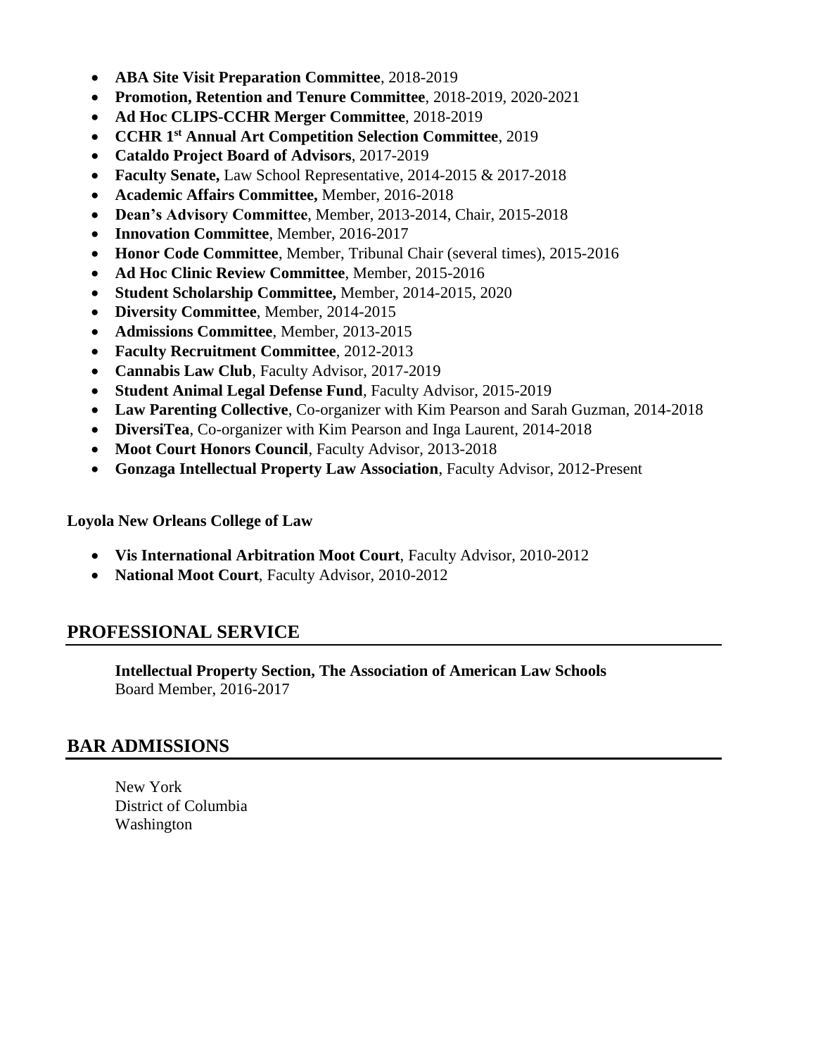- **ABA Site Visit Preparation Committee**, 2018-2019
- **Promotion, Retention and Tenure Committee**, 2018-2019, 2020-2021
- **Ad Hoc CLIPS-CCHR Merger Committee**, 2018-2019
- **CCHR 1st Annual Art Competition Selection Committee**, 2019
- **Cataldo Project Board of Advisors**, 2017-2019
- **Faculty Senate,** Law School Representative, 2014-2015 & 2017-2018
- **Academic Affairs Committee,** Member, 2016-2018
- **Dean's Advisory Committee**, Member, 2013-2014, Chair, 2015-2018
- **Innovation Committee**, Member, 2016-2017
- **Honor Code Committee**, Member, Tribunal Chair (several times), 2015-2016
- **Ad Hoc Clinic Review Committee**, Member, 2015-2016
- **Student Scholarship Committee,** Member, 2014-2015, 2020
- **Diversity Committee**, Member, 2014-2015
- **Admissions Committee**, Member, 2013-2015
- **Faculty Recruitment Committee**, 2012-2013
- **Cannabis Law Club**, Faculty Advisor, 2017-2019
- **Student Animal Legal Defense Fund**, Faculty Advisor, 2015-2019
- **Law Parenting Collective**, Co-organizer with Kim Pearson and Sarah Guzman, 2014-2018
- **DiversiTea**, Co-organizer with Kim Pearson and Inga Laurent, 2014-2018
- **Moot Court Honors Council**, Faculty Advisor, 2013-2018
- **Gonzaga Intellectual Property Law Association**, Faculty Advisor, 2012-Present

**Loyola New Orleans College of Law**

- **Vis International Arbitration Moot Court**, Faculty Advisor, 2010-2012
- **National Moot Court**, Faculty Advisor, 2010-2012

## PROFESSIONAL SERVICE

**Intellectual Property Section, The Association of American Law Schools**
Board Member, 2016-2017

## BAR ADMISSIONS

New York
District of Columbia
Washington